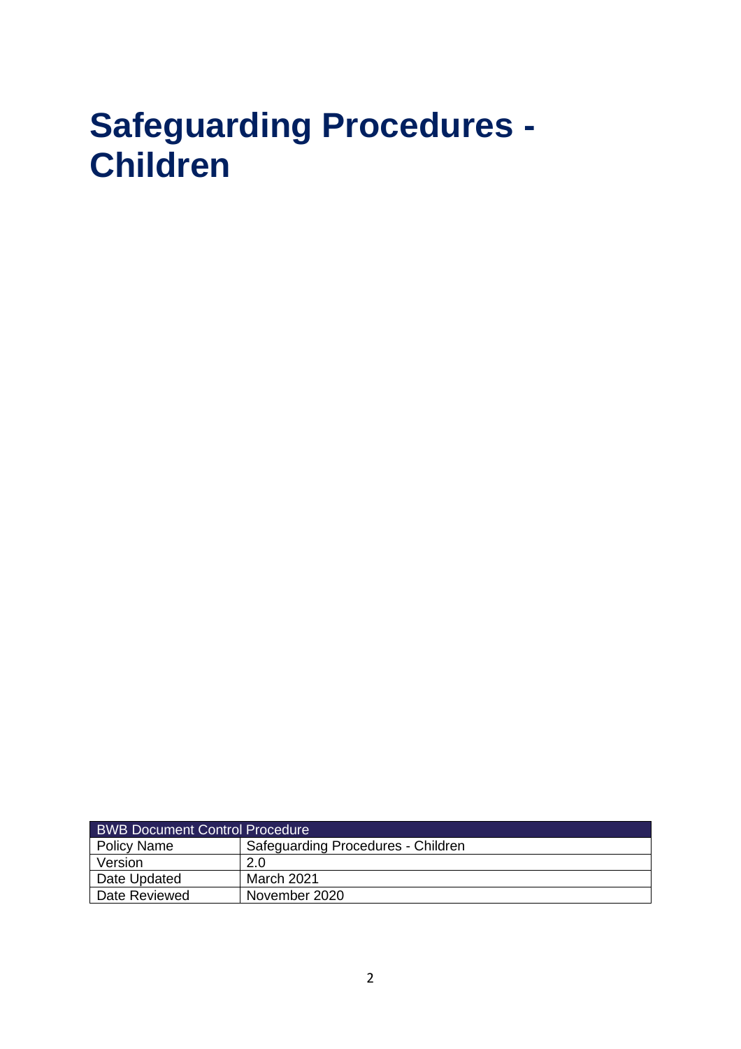# Safeguarding Procedures - Children

| BWB Document Control Procedure | |
|---|---|
| Policy Name | Safeguarding Procedures - Children |
| Version | 2.0 |
| Date Updated | March 2021 |
| Date Reviewed | November 2020 |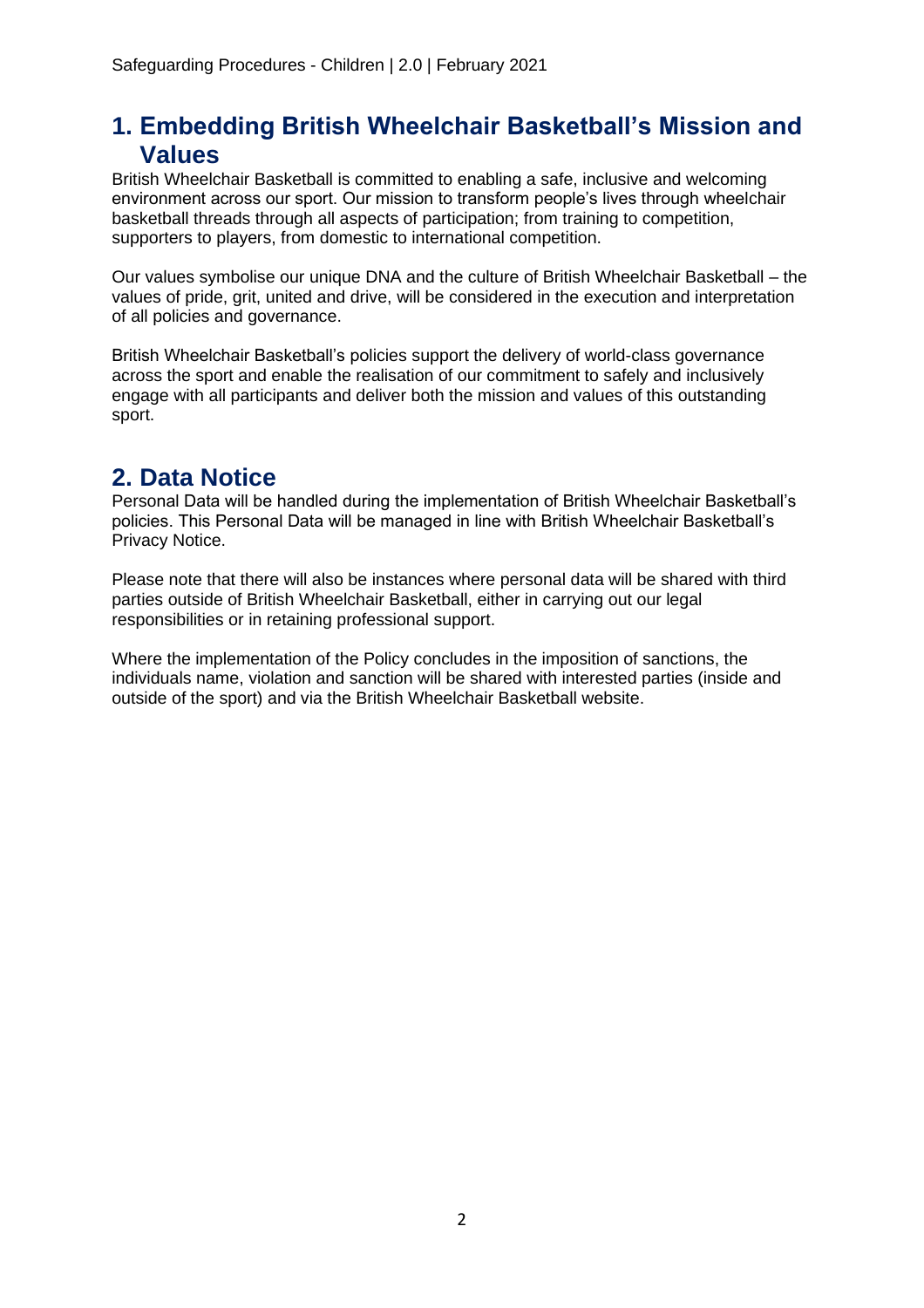## 1. Embedding British Wheelchair Basketball's Mission and Values

British Wheelchair Basketball is committed to enabling a safe, inclusive and welcoming environment across our sport. Our mission to transform people's lives through wheelchair basketball threads through all aspects of participation; from training to competition, supporters to players, from domestic to international competition.

Our values symbolise our unique DNA and the culture of British Wheelchair Basketball – the values of pride, grit, united and drive, will be considered in the execution and interpretation of all policies and governance.

British Wheelchair Basketball's policies support the delivery of world-class governance across the sport and enable the realisation of our commitment to safely and inclusively engage with all participants and deliver both the mission and values of this outstanding sport.

## 2. Data Notice

Personal Data will be handled during the implementation of British Wheelchair Basketball's policies. This Personal Data will be managed in line with British Wheelchair Basketball's Privacy Notice.

Please note that there will also be instances where personal data will be shared with third parties outside of British Wheelchair Basketball, either in carrying out our legal responsibilities or in retaining professional support.

Where the implementation of the Policy concludes in the imposition of sanctions, the individuals name, violation and sanction will be shared with interested parties (inside and outside of the sport) and via the British Wheelchair Basketball website.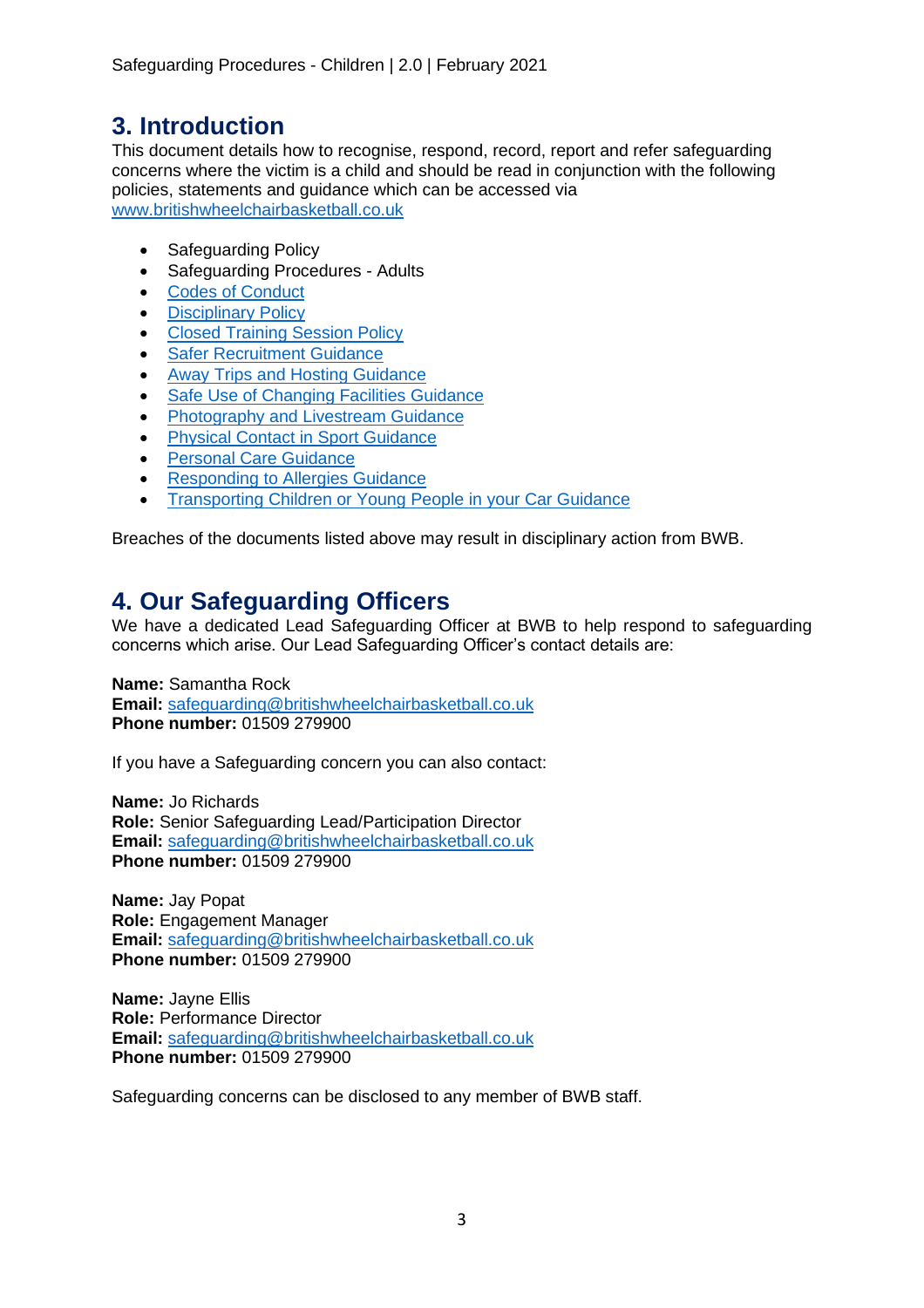## 3. Introduction

This document details how to recognise, respond, record, report and refer safeguarding concerns where the victim is a child and should be read in conjunction with the following policies, statements and guidance which can be accessed via www.britishwheelchairbasketball.co.uk

- Safeguarding Policy
- Safeguarding Procedures - Adults
- Codes of Conduct
- Disciplinary Policy
- Closed Training Session Policy
- Safer Recruitment Guidance
- Away Trips and Hosting Guidance
- Safe Use of Changing Facilities Guidance
- Photography and Livestream Guidance
- Physical Contact in Sport Guidance
- Personal Care Guidance
- Responding to Allergies Guidance
- Transporting Children or Young People in your Car Guidance

Breaches of the documents listed above may result in disciplinary action from BWB.

## 4. Our Safeguarding Officers

We have a dedicated Lead Safeguarding Officer at BWB to help respond to safeguarding concerns which arise. Our Lead Safeguarding Officer's contact details are:

**Name:** Samantha Rock
**Email:** safeguarding@britishwheelchairbasketball.co.uk
**Phone number:** 01509 279900

If you have a Safeguarding concern you can also contact:

**Name:** Jo Richards
**Role:** Senior Safeguarding Lead/Participation Director
**Email:** safeguarding@britishwheelchairbasketball.co.uk
**Phone number:** 01509 279900

**Name:** Jay Popat
**Role:** Engagement Manager
**Email:** safeguarding@britishwheelchairbasketball.co.uk
**Phone number:** 01509 279900

**Name:** Jayne Ellis
**Role:** Performance Director
**Email:** safeguarding@britishwheelchairbasketball.co.uk
**Phone number:** 01509 279900

Safeguarding concerns can be disclosed to any member of BWB staff.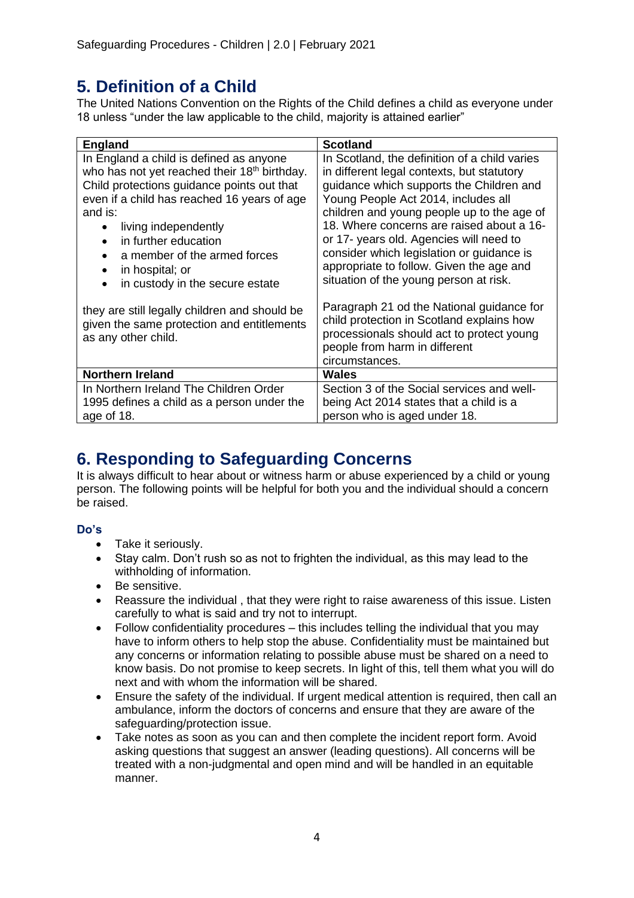## 5. Definition of a Child

The United Nations Convention on the Rights of the Child defines a child as everyone under 18 unless "under the law applicable to the child, majority is attained earlier"

| England | Scotland |
|---|---|
| In England a child is defined as anyone who has not yet reached their 18th birthday. Child protections guidance points out that even if a child has reached 16 years of age and is:<br>• living independently<br>• in further education<br>• a member of the armed forces<br>• in hospital; or<br>• in custody in the secure estate<br><br>they are still legally children and should be given the same protection and entitlements as any other child. | In Scotland, the definition of a child varies in different legal contexts, but statutory guidance which supports the Children and Young People Act 2014, includes all children and young people up to the age of 18. Where concerns are raised about a 16- or 17- years old. Agencies will need to consider which legislation or guidance is appropriate to follow. Given the age and situation of the young person at risk.<br><br>Paragraph 21 od the National guidance for child protection in Scotland explains how professionals should act to protect young people from harm in different circumstances. |
| **Northern Ireland** | **Wales** |
| In Northern Ireland The Children Order 1995 defines a child as a person under the age of 18. | Section 3 of the Social services and well-being Act 2014 states that a child is a person who is aged under 18. |

## 6. Responding to Safeguarding Concerns

It is always difficult to hear about or witness harm or abuse experienced by a child or young person. The following points will be helpful for both you and the individual should a concern be raised.

### Do's

- Take it seriously.
- Stay calm. Don't rush so as not to frighten the individual, as this may lead to the withholding of information.
- Be sensitive.
- Reassure the individual , that they were right to raise awareness of this issue. Listen carefully to what is said and try not to interrupt.
- Follow confidentiality procedures – this includes telling the individual that you may have to inform others to help stop the abuse. Confidentiality must be maintained but any concerns or information relating to possible abuse must be shared on a need to know basis. Do not promise to keep secrets. In light of this, tell them what you will do next and with whom the information will be shared.
- Ensure the safety of the individual. If urgent medical attention is required, then call an ambulance, inform the doctors of concerns and ensure that they are aware of the safeguarding/protection issue.
- Take notes as soon as you can and then complete the incident report form. Avoid asking questions that suggest an answer (leading questions). All concerns will be treated with a non-judgmental and open mind and will be handled in an equitable manner.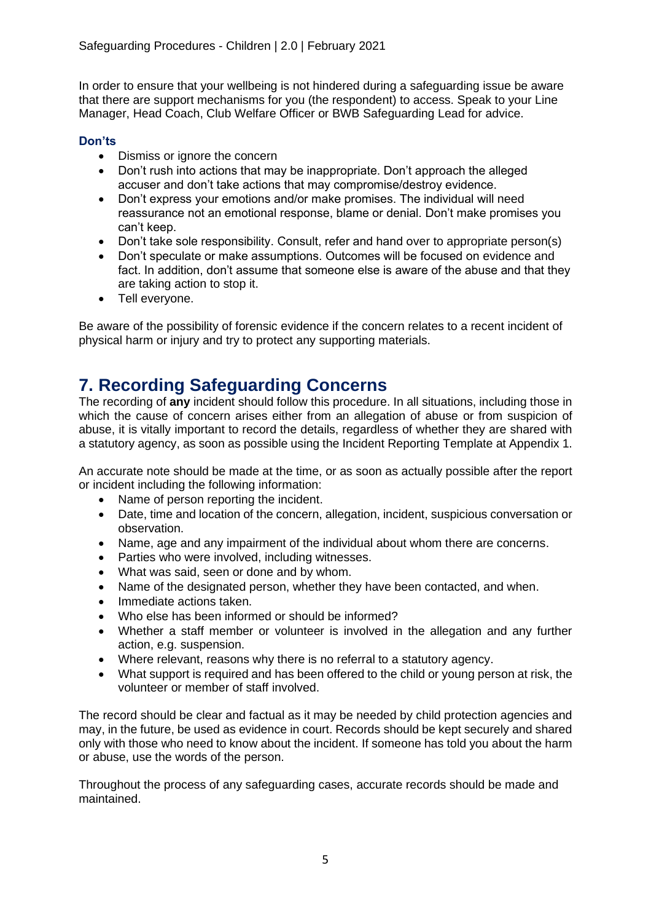In order to ensure that your wellbeing is not hindered during a safeguarding issue be aware that there are support mechanisms for you (the respondent) to access. Speak to your Line Manager, Head Coach, Club Welfare Officer or BWB Safeguarding Lead for advice.

### Don'ts

- Dismiss or ignore the concern
- Don't rush into actions that may be inappropriate. Don't approach the alleged accuser and don't take actions that may compromise/destroy evidence.
- Don't express your emotions and/or make promises. The individual will need reassurance not an emotional response, blame or denial. Don't make promises you can't keep.
- Don't take sole responsibility. Consult, refer and hand over to appropriate person(s)
- Don't speculate or make assumptions. Outcomes will be focused on evidence and fact. In addition, don't assume that someone else is aware of the abuse and that they are taking action to stop it.
- Tell everyone.

Be aware of the possibility of forensic evidence if the concern relates to a recent incident of physical harm or injury and try to protect any supporting materials.

## 7. Recording Safeguarding Concerns

The recording of **any** incident should follow this procedure. In all situations, including those in which the cause of concern arises either from an allegation of abuse or from suspicion of abuse, it is vitally important to record the details, regardless of whether they are shared with a statutory agency, as soon as possible using the Incident Reporting Template at Appendix 1.

An accurate note should be made at the time, or as soon as actually possible after the report or incident including the following information:

- Name of person reporting the incident.
- Date, time and location of the concern, allegation, incident, suspicious conversation or observation.
- Name, age and any impairment of the individual about whom there are concerns.
- Parties who were involved, including witnesses.
- What was said, seen or done and by whom.
- Name of the designated person, whether they have been contacted, and when.
- Immediate actions taken.
- Who else has been informed or should be informed?
- Whether a staff member or volunteer is involved in the allegation and any further action, e.g. suspension.
- Where relevant, reasons why there is no referral to a statutory agency.
- What support is required and has been offered to the child or young person at risk, the volunteer or member of staff involved.

The record should be clear and factual as it may be needed by child protection agencies and may, in the future, be used as evidence in court. Records should be kept securely and shared only with those who need to know about the incident. If someone has told you about the harm or abuse, use the words of the person.

Throughout the process of any safeguarding cases, accurate records should be made and maintained.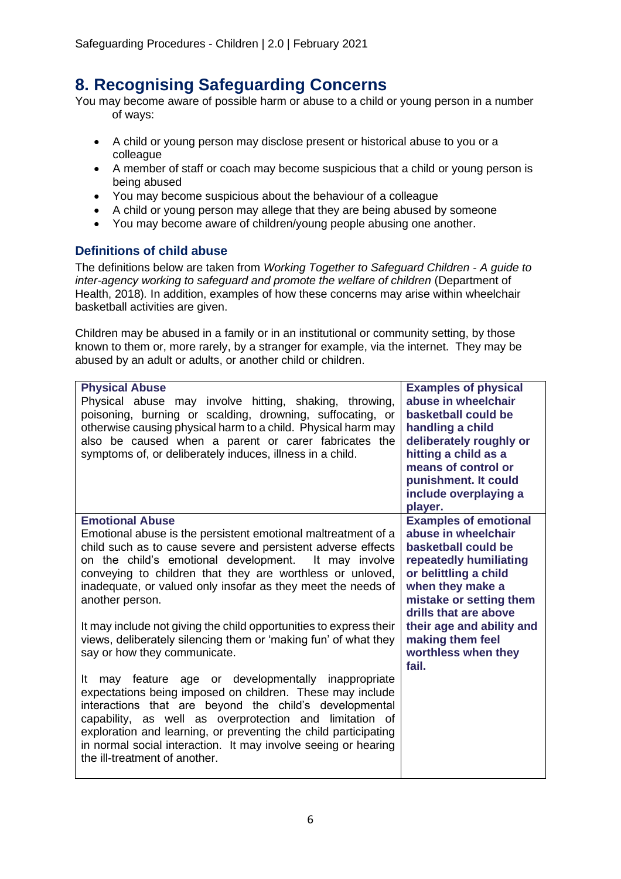## 8. Recognising Safeguarding Concerns

You may become aware of possible harm or abuse to a child or young person in a number of ways:

- A child or young person may disclose present or historical abuse to you or a colleague
- A member of staff or coach may become suspicious that a child or young person is being abused
- You may become suspicious about the behaviour of a colleague
- A child or young person may allege that they are being abused by someone
- You may become aware of children/young people abusing one another.

### Definitions of child abuse

The definitions below are taken from *Working Together to Safeguard Children - A guide to inter-agency working to safeguard and promote the welfare of children* (Department of Health, 2018). In addition, examples of how these concerns may arise within wheelchair basketball activities are given.

Children may be abused in a family or in an institutional or community setting, by those known to them or, more rarely, by a stranger for example, via the internet. They may be abused by an adult or adults, or another child or children.

| | |
|---|---|
| **Physical Abuse**<br>Physical abuse may involve hitting, shaking, throwing, poisoning, burning or scalding, drowning, suffocating, or otherwise causing physical harm to a child. Physical harm may also be caused when a parent or carer fabricates the symptoms of, or deliberately induces, illness in a child. | **Examples of physical abuse in wheelchair basketball could be handling a child deliberately roughly or hitting a child as a means of control or punishment. It could include overplaying a player.** |
| **Emotional Abuse**<br>Emotional abuse is the persistent emotional maltreatment of a child such as to cause severe and persistent adverse effects on the child's emotional development. It may involve conveying to children that they are worthless or unloved, inadequate, or valued only insofar as they meet the needs of another person.<br><br>It may include not giving the child opportunities to express their views, deliberately silencing them or 'making fun' of what they say or how they communicate.<br><br>It may feature age or developmentally inappropriate expectations being imposed on children. These may include interactions that are beyond the child's developmental capability, as well as overprotection and limitation of exploration and learning, or preventing the child participating in normal social interaction. It may involve seeing or hearing the ill-treatment of another. | **Examples of emotional abuse in wheelchair basketball could be repeatedly humiliating or belittling a child when they make a mistake or setting them drills that are above their age and ability and making them feel worthless when they fail.** |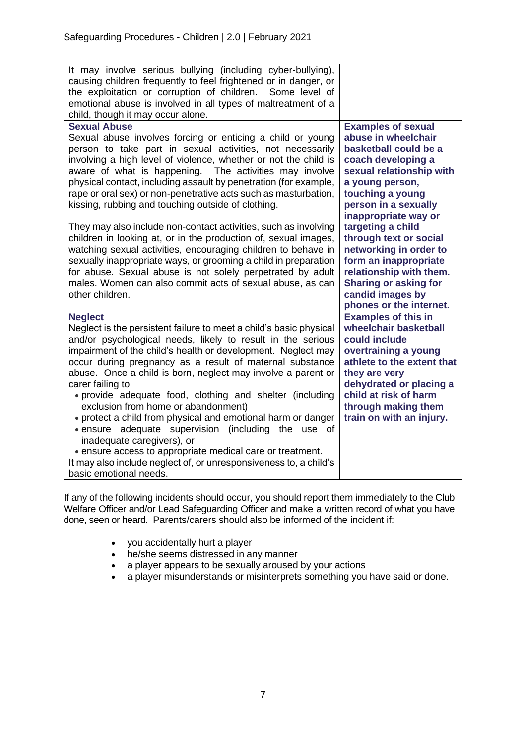| | |
|---|---|
| It may involve serious bullying (including cyber-bullying), causing children frequently to feel frightened or in danger, or the exploitation or corruption of children. Some level of emotional abuse is involved in all types of maltreatment of a child, though it may occur alone. | |
| **Sexual Abuse**<br>Sexual abuse involves forcing or enticing a child or young person to take part in sexual activities, not necessarily involving a high level of violence, whether or not the child is aware of what is happening. The activities may involve physical contact, including assault by penetration (for example, rape or oral sex) or non-penetrative acts such as masturbation, kissing, rubbing and touching outside of clothing.<br><br>They may also include non-contact activities, such as involving children in looking at, or in the production of, sexual images, watching sexual activities, encouraging children to behave in sexually inappropriate ways, or grooming a child in preparation for abuse. Sexual abuse is not solely perpetrated by adult males. Women can also commit acts of sexual abuse, as can other children. | **Examples of sexual abuse in wheelchair basketball could be a coach developing a sexual relationship with a young person, touching a young person in a sexually inappropriate way or targeting a child through text or social networking in order to form an inappropriate relationship with them. Sharing or asking for candid images by phones or the internet.** |
| **Neglect**<br>Neglect is the persistent failure to meet a child's basic physical and/or psychological needs, likely to result in the serious impairment of the child's health or development. Neglect may occur during pregnancy as a result of maternal substance abuse. Once a child is born, neglect may involve a parent or carer failing to:<br>• provide adequate food, clothing and shelter (including exclusion from home or abandonment)<br>• protect a child from physical and emotional harm or danger<br>• ensure adequate supervision (including the use of inadequate caregivers), or<br>• ensure access to appropriate medical care or treatment.<br>It may also include neglect of, or unresponsiveness to, a child's basic emotional needs. | **Examples of this in wheelchair basketball could include overtraining a young athlete to the extent that they are very dehydrated or placing a child at risk of harm through making them train on with an injury.** |

If any of the following incidents should occur, you should report them immediately to the Club Welfare Officer and/or Lead Safeguarding Officer and make a written record of what you have done, seen or heard. Parents/carers should also be informed of the incident if:

- you accidentally hurt a player
- he/she seems distressed in any manner
- a player appears to be sexually aroused by your actions
- a player misunderstands or misinterprets something you have said or done.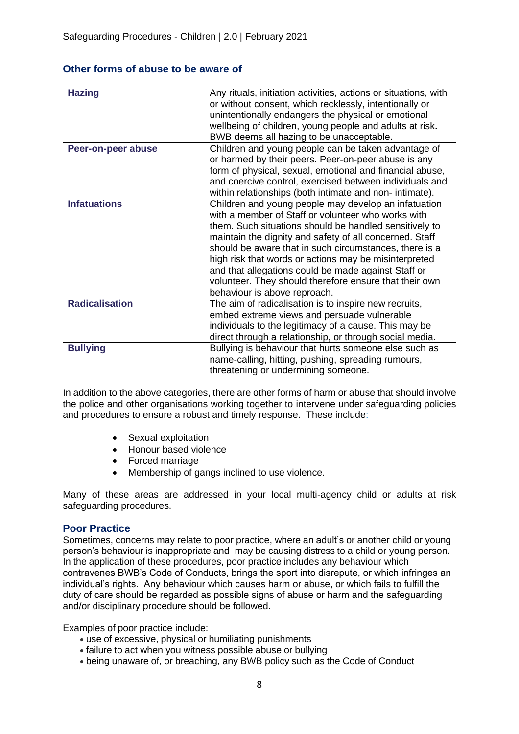## Other forms of abuse to be aware of

| | |
|---|---|
| **Hazing** | Any rituals, initiation activities, actions or situations, with or without consent, which recklessly, intentionally or unintentionally endangers the physical or emotional wellbeing of children, young people and adults at risk**.** BWB deems all hazing to be unacceptable. |
| **Peer-on-peer abuse** | Children and young people can be taken advantage of or harmed by their peers. Peer-on-peer abuse is any form of physical, sexual, emotional and financial abuse, and coercive control, exercised between individuals and within relationships (both intimate and non- intimate). |
| **Infatuations** | Children and young people may develop an infatuation with a member of Staff or volunteer who works with them. Such situations should be handled sensitively to maintain the dignity and safety of all concerned. Staff should be aware that in such circumstances, there is a high risk that words or actions may be misinterpreted and that allegations could be made against Staff or volunteer. They should therefore ensure that their own behaviour is above reproach. |
| **Radicalisation** | The aim of radicalisation is to inspire new recruits, embed extreme views and persuade vulnerable individuals to the legitimacy of a cause. This may be direct through a relationship, or through social media. |
| **Bullying** | Bullying is behaviour that hurts someone else such as name-calling, hitting, pushing, spreading rumours, threatening or undermining someone. |

In addition to the above categories, there are other forms of harm or abuse that should involve the police and other organisations working together to intervene under safeguarding policies and procedures to ensure a robust and timely response. These include:

- Sexual exploitation
- Honour based violence
- Forced marriage
- Membership of gangs inclined to use violence.

Many of these areas are addressed in your local multi-agency child or adults at risk safeguarding procedures.

### Poor Practice

Sometimes, concerns may relate to poor practice, where an adult's or another child or young person's behaviour is inappropriate and may be causing distress to a child or young person. In the application of these procedures, poor practice includes any behaviour which contravenes BWB's Code of Conducts, brings the sport into disrepute, or which infringes an individual's rights. Any behaviour which causes harm or abuse, or which fails to fulfill the duty of care should be regarded as possible signs of abuse or harm and the safeguarding and/or disciplinary procedure should be followed.

Examples of poor practice include:

- use of excessive, physical or humiliating punishments
- failure to act when you witness possible abuse or bullying
- being unaware of, or breaching, any BWB policy such as the Code of Conduct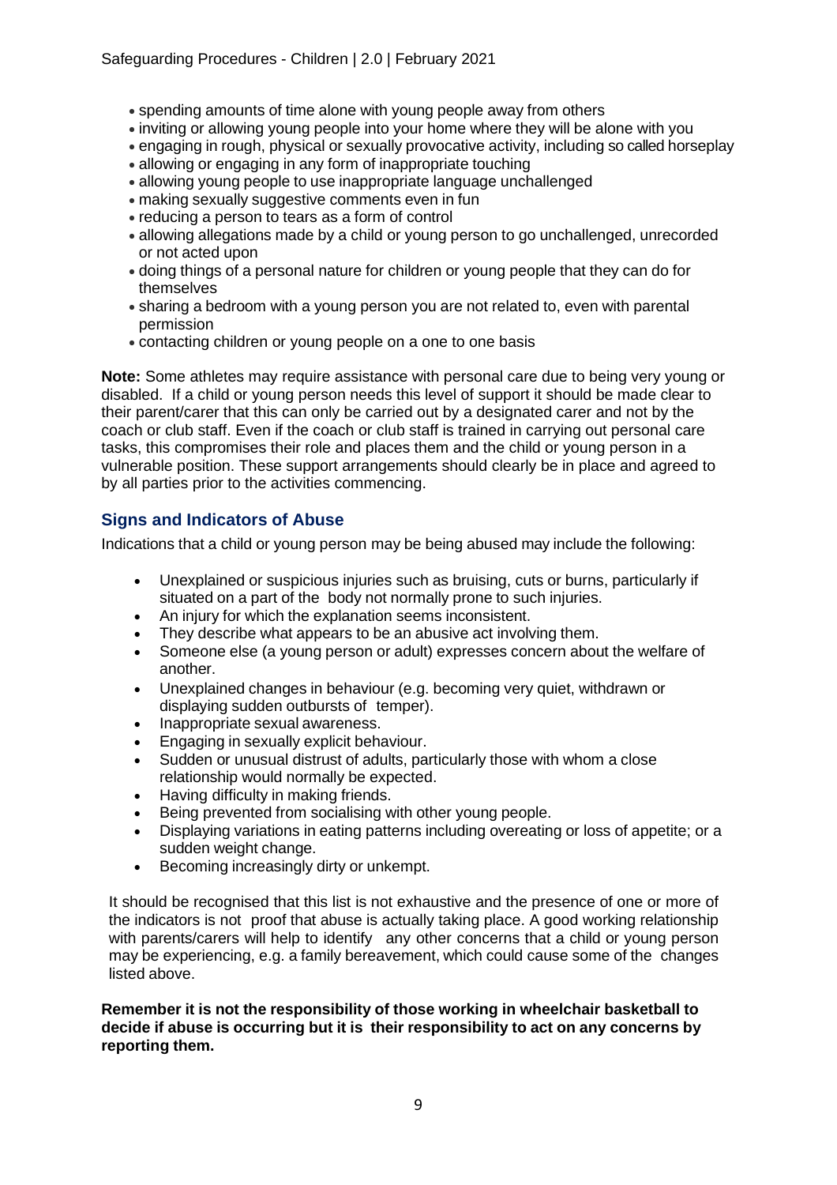- spending amounts of time alone with young people away from others
- inviting or allowing young people into your home where they will be alone with you
- engaging in rough, physical or sexually provocative activity, including so called horseplay
- allowing or engaging in any form of inappropriate touching
- allowing young people to use inappropriate language unchallenged
- making sexually suggestive comments even in fun
- reducing a person to tears as a form of control
- allowing allegations made by a child or young person to go unchallenged, unrecorded or not acted upon
- doing things of a personal nature for children or young people that they can do for themselves
- sharing a bedroom with a young person you are not related to, even with parental permission
- contacting children or young people on a one to one basis

**Note:** Some athletes may require assistance with personal care due to being very young or disabled. If a child or young person needs this level of support it should be made clear to their parent/carer that this can only be carried out by a designated carer and not by the coach or club staff. Even if the coach or club staff is trained in carrying out personal care tasks, this compromises their role and places them and the child or young person in a vulnerable position. These support arrangements should clearly be in place and agreed to by all parties prior to the activities commencing.

## Signs and Indicators of Abuse

Indications that a child or young person may be being abused may include the following:

- Unexplained or suspicious injuries such as bruising, cuts or burns, particularly if situated on a part of the body not normally prone to such injuries.
- An injury for which the explanation seems inconsistent.
- They describe what appears to be an abusive act involving them.
- Someone else (a young person or adult) expresses concern about the welfare of another.
- Unexplained changes in behaviour (e.g. becoming very quiet, withdrawn or displaying sudden outbursts of temper).
- Inappropriate sexual awareness.
- Engaging in sexually explicit behaviour.
- Sudden or unusual distrust of adults, particularly those with whom a close relationship would normally be expected.
- Having difficulty in making friends.
- Being prevented from socialising with other young people.
- Displaying variations in eating patterns including overeating or loss of appetite; or a sudden weight change.
- Becoming increasingly dirty or unkempt.

It should be recognised that this list is not exhaustive and the presence of one or more of the indicators is not proof that abuse is actually taking place. A good working relationship with parents/carers will help to identify any other concerns that a child or young person may be experiencing, e.g. a family bereavement, which could cause some of the changes listed above.

**Remember it is not the responsibility of those working in wheelchair basketball to decide if abuse is occurring but it is their responsibility to act on any concerns by reporting them.**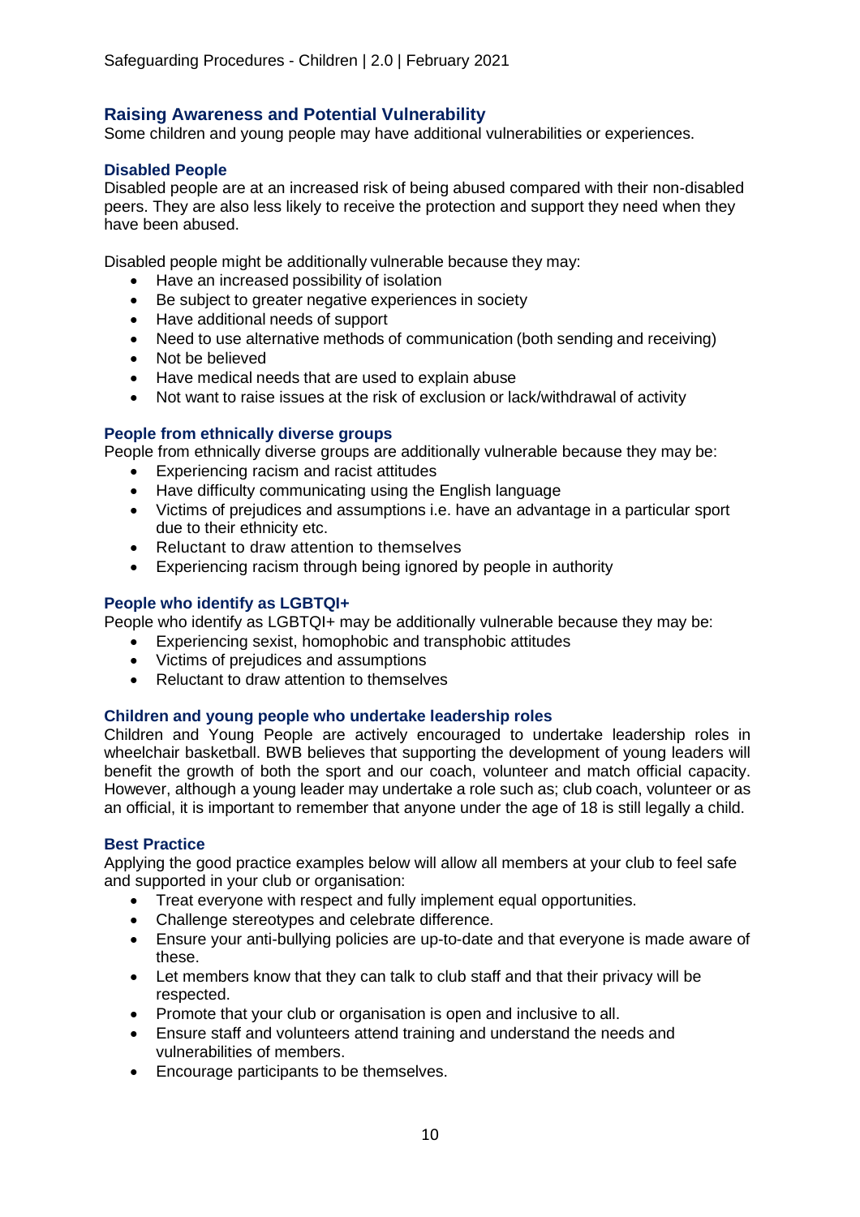## Raising Awareness and Potential Vulnerability

Some children and young people may have additional vulnerabilities or experiences.

### Disabled People

Disabled people are at an increased risk of being abused compared with their non-disabled peers. They are also less likely to receive the protection and support they need when they have been abused.

Disabled people might be additionally vulnerable because they may:

- Have an increased possibility of isolation
- Be subject to greater negative experiences in society
- Have additional needs of support
- Need to use alternative methods of communication (both sending and receiving)
- Not be believed
- Have medical needs that are used to explain abuse
- Not want to raise issues at the risk of exclusion or lack/withdrawal of activity

### People from ethnically diverse groups

People from ethnically diverse groups are additionally vulnerable because they may be:

- Experiencing racism and racist attitudes
- Have difficulty communicating using the English language
- Victims of prejudices and assumptions i.e. have an advantage in a particular sport due to their ethnicity etc.
- Reluctant to draw attention to themselves
- Experiencing racism through being ignored by people in authority

### People who identify as LGBTQI+

People who identify as LGBTQI+ may be additionally vulnerable because they may be:

- Experiencing sexist, homophobic and transphobic attitudes
- Victims of prejudices and assumptions
- Reluctant to draw attention to themselves

### Children and young people who undertake leadership roles

Children and Young People are actively encouraged to undertake leadership roles in wheelchair basketball. BWB believes that supporting the development of young leaders will benefit the growth of both the sport and our coach, volunteer and match official capacity. However, although a young leader may undertake a role such as; club coach, volunteer or as an official, it is important to remember that anyone under the age of 18 is still legally a child.

### Best Practice

Applying the good practice examples below will allow all members at your club to feel safe and supported in your club or organisation:

- Treat everyone with respect and fully implement equal opportunities.
- Challenge stereotypes and celebrate difference.
- Ensure your anti-bullying policies are up-to-date and that everyone is made aware of these.
- Let members know that they can talk to club staff and that their privacy will be respected.
- Promote that your club or organisation is open and inclusive to all.
- Ensure staff and volunteers attend training and understand the needs and vulnerabilities of members.
- Encourage participants to be themselves.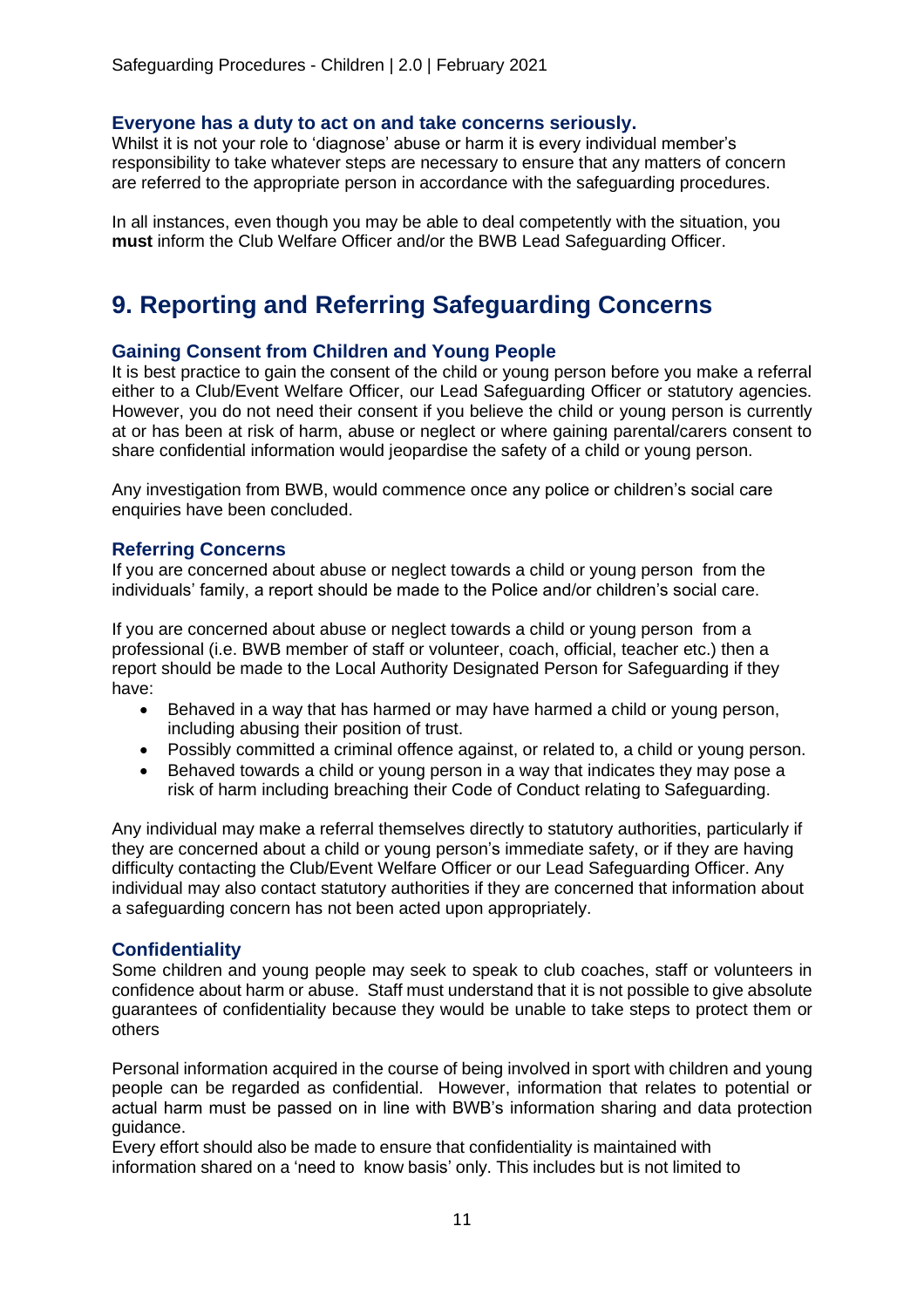### Everyone has a duty to act on and take concerns seriously.

Whilst it is not your role to 'diagnose' abuse or harm it is every individual member's responsibility to take whatever steps are necessary to ensure that any matters of concern are referred to the appropriate person in accordance with the safeguarding procedures.

In all instances, even though you may be able to deal competently with the situation, you **must** inform the Club Welfare Officer and/or the BWB Lead Safeguarding Officer.

# 9. Reporting and Referring Safeguarding Concerns

### Gaining Consent from Children and Young People

It is best practice to gain the consent of the child or young person before you make a referral either to a Club/Event Welfare Officer, our Lead Safeguarding Officer or statutory agencies. However, you do not need their consent if you believe the child or young person is currently at or has been at risk of harm, abuse or neglect or where gaining parental/carers consent to share confidential information would jeopardise the safety of a child or young person.

Any investigation from BWB, would commence once any police or children's social care enquiries have been concluded.

### Referring Concerns

If you are concerned about abuse or neglect towards a child or young person from the individuals' family, a report should be made to the Police and/or children's social care.

If you are concerned about abuse or neglect towards a child or young person from a professional (i.e. BWB member of staff or volunteer, coach, official, teacher etc.) then a report should be made to the Local Authority Designated Person for Safeguarding if they have:

- Behaved in a way that has harmed or may have harmed a child or young person, including abusing their position of trust.
- Possibly committed a criminal offence against, or related to, a child or young person.
- Behaved towards a child or young person in a way that indicates they may pose a risk of harm including breaching their Code of Conduct relating to Safeguarding.

Any individual may make a referral themselves directly to statutory authorities, particularly if they are concerned about a child or young person's immediate safety, or if they are having difficulty contacting the Club/Event Welfare Officer or our Lead Safeguarding Officer. Any individual may also contact statutory authorities if they are concerned that information about a safeguarding concern has not been acted upon appropriately.

### Confidentiality

Some children and young people may seek to speak to club coaches, staff or volunteers in confidence about harm or abuse. Staff must understand that it is not possible to give absolute guarantees of confidentiality because they would be unable to take steps to protect them or others

Personal information acquired in the course of being involved in sport with children and young people can be regarded as confidential. However, information that relates to potential or actual harm must be passed on in line with BWB's information sharing and data protection guidance.

Every effort should also be made to ensure that confidentiality is maintained with information shared on a 'need to know basis' only. This includes but is not limited to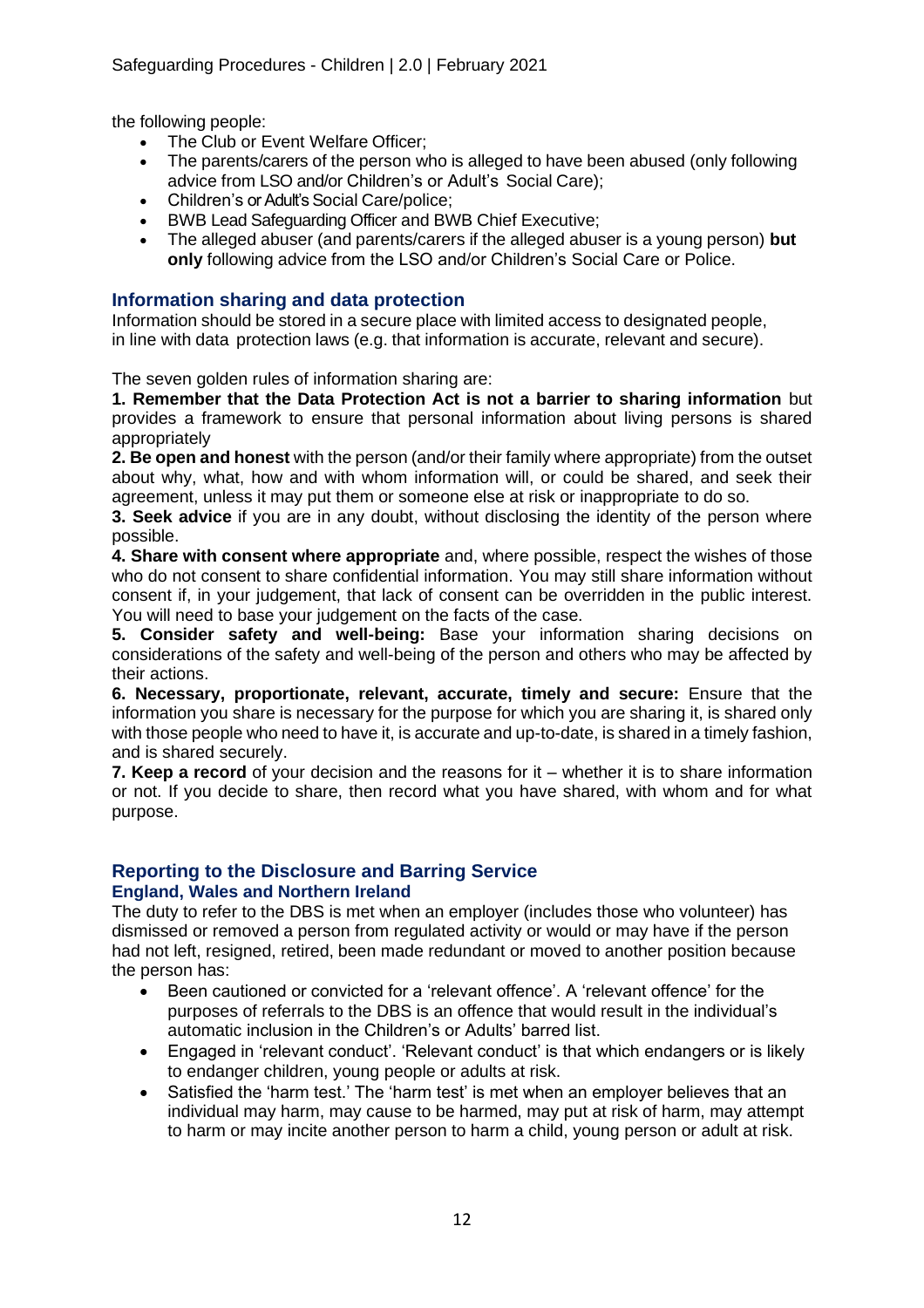the following people:

- The Club or Event Welfare Officer;
- The parents/carers of the person who is alleged to have been abused (only following advice from LSO and/or Children's or Adult's Social Care);
- Children's or Adult's Social Care/police;
- BWB Lead Safeguarding Officer and BWB Chief Executive;
- The alleged abuser (and parents/carers if the alleged abuser is a young person) **but only** following advice from the LSO and/or Children's Social Care or Police.

## Information sharing and data protection

Information should be stored in a secure place with limited access to designated people, in line with data protection laws (e.g. that information is accurate, relevant and secure).

The seven golden rules of information sharing are:

**1. Remember that the Data Protection Act is not a barrier to sharing information** but provides a framework to ensure that personal information about living persons is shared appropriately

**2. Be open and honest** with the person (and/or their family where appropriate) from the outset about why, what, how and with whom information will, or could be shared, and seek their agreement, unless it may put them or someone else at risk or inappropriate to do so.

**3. Seek advice** if you are in any doubt, without disclosing the identity of the person where possible.

**4. Share with consent where appropriate** and, where possible, respect the wishes of those who do not consent to share confidential information. You may still share information without consent if, in your judgement, that lack of consent can be overridden in the public interest. You will need to base your judgement on the facts of the case.

**5. Consider safety and well-being:** Base your information sharing decisions on considerations of the safety and well-being of the person and others who may be affected by their actions.

**6. Necessary, proportionate, relevant, accurate, timely and secure:** Ensure that the information you share is necessary for the purpose for which you are sharing it, is shared only with those people who need to have it, is accurate and up-to-date, is shared in a timely fashion, and is shared securely.

**7. Keep a record** of your decision and the reasons for it – whether it is to share information or not. If you decide to share, then record what you have shared, with whom and for what purpose.

## Reporting to the Disclosure and Barring Service

### England, Wales and Northern Ireland

The duty to refer to the DBS is met when an employer (includes those who volunteer) has dismissed or removed a person from regulated activity or would or may have if the person had not left, resigned, retired, been made redundant or moved to another position because the person has:

- Been cautioned or convicted for a 'relevant offence'. A 'relevant offence' for the purposes of referrals to the DBS is an offence that would result in the individual's automatic inclusion in the Children's or Adults' barred list.
- Engaged in 'relevant conduct'. 'Relevant conduct' is that which endangers or is likely to endanger children, young people or adults at risk.
- Satisfied the 'harm test.' The 'harm test' is met when an employer believes that an individual may harm, may cause to be harmed, may put at risk of harm, may attempt to harm or may incite another person to harm a child, young person or adult at risk.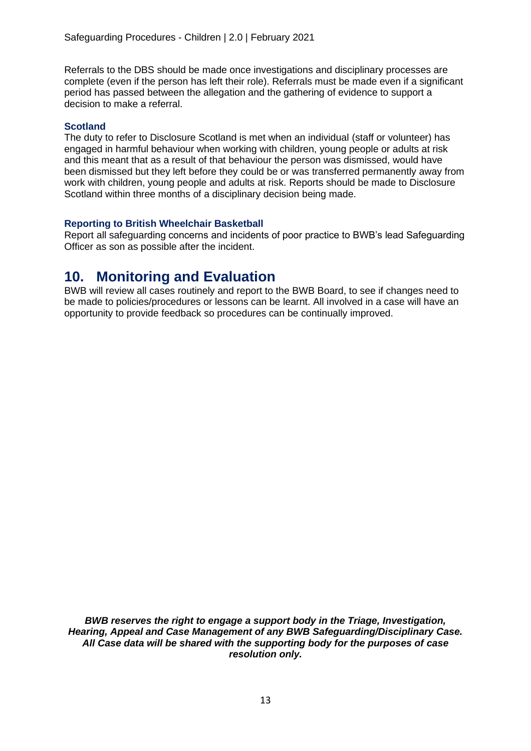Referrals to the DBS should be made once investigations and disciplinary processes are complete (even if the person has left their role). Referrals must be made even if a significant period has passed between the allegation and the gathering of evidence to support a decision to make a referral.

### Scotland

The duty to refer to Disclosure Scotland is met when an individual (staff or volunteer) has engaged in harmful behaviour when working with children, young people or adults at risk and this meant that as a result of that behaviour the person was dismissed, would have been dismissed but they left before they could be or was transferred permanently away from work with children, young people and adults at risk. Reports should be made to Disclosure Scotland within three months of a disciplinary decision being made.

### Reporting to British Wheelchair Basketball

Report all safeguarding concerns and incidents of poor practice to BWB's lead Safeguarding Officer as son as possible after the incident.

## 10. Monitoring and Evaluation

BWB will review all cases routinely and report to the BWB Board, to see if changes need to be made to policies/procedures or lessons can be learnt. All involved in a case will have an opportunity to provide feedback so procedures can be continually improved.

***BWB reserves the right to engage a support body in the Triage, Investigation, Hearing, Appeal and Case Management of any BWB Safeguarding/Disciplinary Case. All Case data will be shared with the supporting body for the purposes of case resolution only.***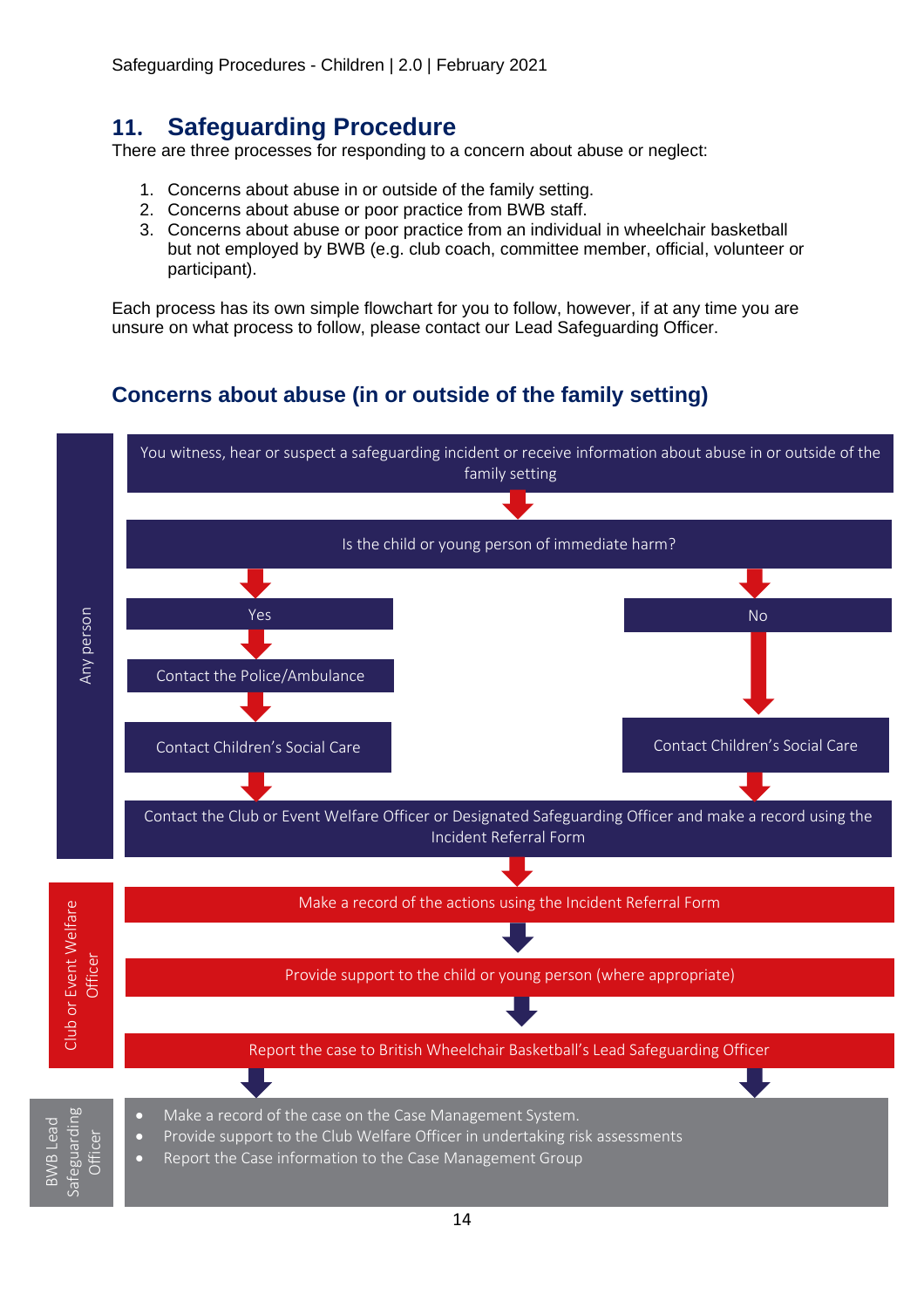## 11. Safeguarding Procedure

There are three processes for responding to a concern about abuse or neglect:

1. Concerns about abuse in or outside of the family setting.
2. Concerns about abuse or poor practice from BWB staff.
3. Concerns about abuse or poor practice from an individual in wheelchair basketball but not employed by BWB (e.g. club coach, committee member, official, volunteer or participant).

Each process has its own simple flowchart for you to follow, however, if at any time you are unsure on what process to follow, please contact our Lead Safeguarding Officer.

### Concerns about abuse (in or outside of the family setting)

**Any person**

- You witness, hear or suspect a safeguarding incident or receive information about abuse in or outside of the family setting
- Is the child or young person of immediate harm?
  - **Yes**
    - Contact the Police/Ambulance
    - Contact Children's Social Care
  - **No**
    - Contact Children's Social Care
- Contact the Club or Event Welfare Officer or Designated Safeguarding Officer and make a record using the Incident Referral Form

**Club or Event Welfare Officer**

- Make a record of the actions using the Incident Referral Form
- Provide support to the child or young person (where appropriate)
- Report the case to British Wheelchair Basketball's Lead Safeguarding Officer

**BWB Lead Safeguarding Officer**

- Make a record of the case on the Case Management System.
- Provide support to the Club Welfare Officer in undertaking risk assessments
- Report the Case information to the Case Management Group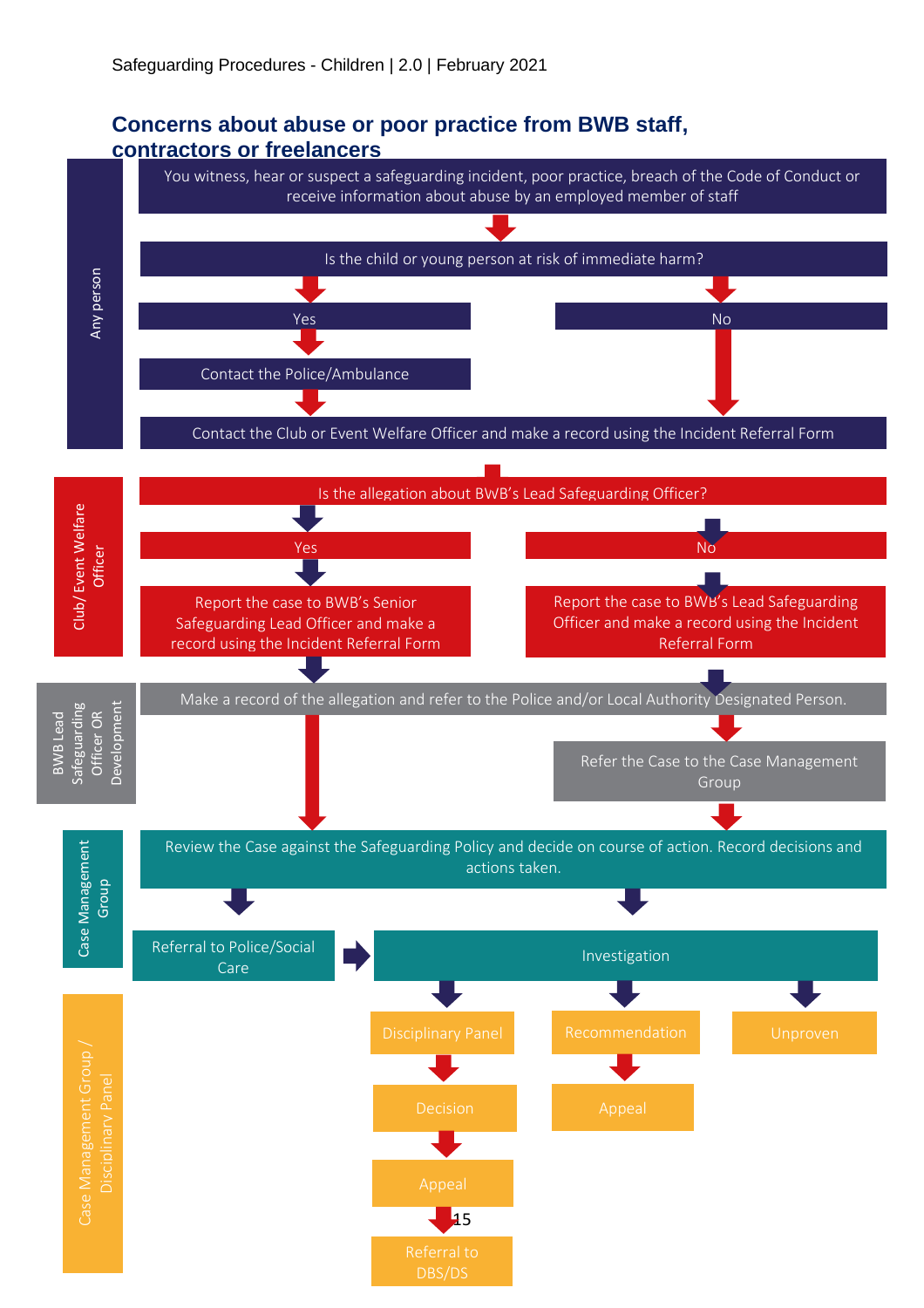## Concerns about abuse or poor practice from BWB staff, contractors or freelancers

**Any person**

- You witness, hear or suspect a safeguarding incident, poor practice, breach of the Code of Conduct or receive information about abuse by an employed member of staff
- Is the child or young person at risk of immediate harm?
  - Yes → Contact the Police/Ambulance → Contact the Club or Event Welfare Officer and make a record using the Incident Referral Form
  - No → Contact the Club or Event Welfare Officer and make a record using the Incident Referral Form

**Club/ Event Welfare Officer**

- Is the allegation about BWB's Lead Safeguarding Officer?
  - Yes → Report the case to BWB's Senior Safeguarding Lead Officer and make a record using the Incident Referral Form
  - No → Report the case to BWB's Lead Safeguarding Officer and make a record using the Incident Referral Form

**BWB Lead Safeguarding Officer OR Development**

- Make a record of the allegation and refer to the Police and/or Local Authority Designated Person.
- Refer the Case to the Case Management Group

**Case Management Group**

- Review the Case against the Safeguarding Policy and decide on course of action. Record decisions and actions taken.
  - Referral to Police/Social Care → Investigation
  - Investigation

**Case Management Group / Disciplinary Panel**

- Investigation outcomes:
  - Disciplinary Panel → Decision → Appeal → Referral to DBS/DS
  - Recommendation → Appeal
  - Unproven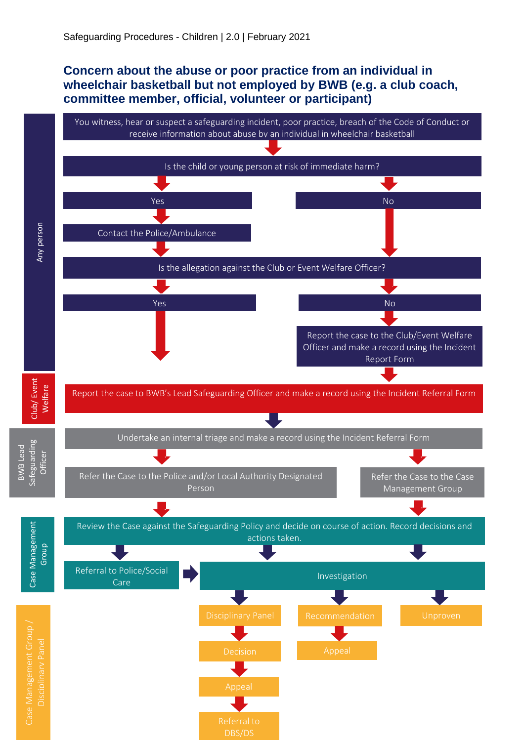## Concern about the abuse or poor practice from an individual in wheelchair basketball but not employed by BWB (e.g. a club coach, committee member, official, volunteer or participant)

**Any person**

You witness, hear or suspect a safeguarding incident, poor practice, breach of the Code of Conduct or receive information about abuse by an individual in wheelchair basketball

↓

Is the child or young person at risk of immediate harm?

- Yes → Contact the Police/Ambulance → Is the allegation against the Club or Event Welfare Officer?
- No → Is the allegation against the Club or Event Welfare Officer?

Is the allegation against the Club or Event Welfare Officer?

- Yes → Report the case to BWB's Lead Safeguarding Officer and make a record using the Incident Referral Form
- No → Report the case to the Club/Event Welfare Officer and make a record using the Incident Report Form → Report the case to BWB's Lead Safeguarding Officer and make a record using the Incident Referral Form

**Club/ Event Welfare**

Report the case to BWB's Lead Safeguarding Officer and make a record using the Incident Referral Form

↓

**BWB Lead Safeguarding Officer**

Undertake an internal triage and make a record using the Incident Referral Form

- Refer the Case to the Police and/or Local Authority Designated Person
- Refer the Case to the Case Management Group

↓

**Case Management Group**

Review the Case against the Safeguarding Policy and decide on course of action. Record decisions and actions taken.

- Referral to Police/Social Care → Investigation
- Investigation

**Case Management Group / Disciplinary Panel**

Investigation leads to:

- Disciplinary Panel → Decision → Appeal → Referral to DBS/DS
- Recommendation → Appeal
- Unproven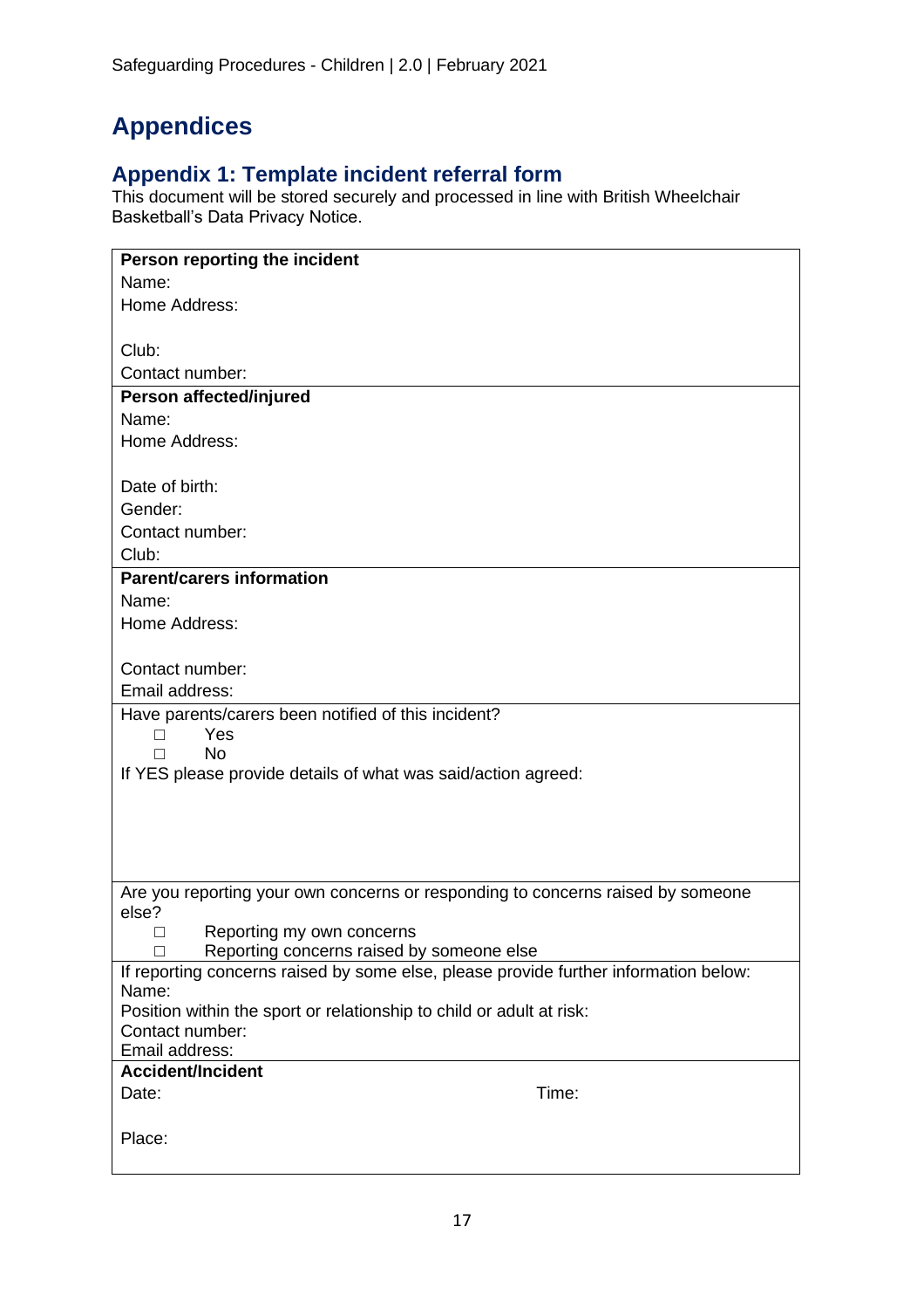# Appendices

## Appendix 1: Template incident referral form

This document will be stored securely and processed in line with British Wheelchair Basketball's Data Privacy Notice.

| **Person reporting the incident**<br>Name:<br>Home Address:<br><br>Club:<br>Contact number: |
|---|
| **Person affected/injured**<br>Name:<br>Home Address:<br><br>Date of birth:<br>Gender:<br>Contact number:<br>Club: |
| **Parent/carers information**<br>Name:<br>Home Address:<br><br>Contact number:<br>Email address: |
| Have parents/carers been notified of this incident?<br>☐ Yes<br>☐ No<br>If YES please provide details of what was said/action agreed: |
| Are you reporting your own concerns or responding to concerns raised by someone else?<br>☐ Reporting my own concerns<br>☐ Reporting concerns raised by someone else |
| If reporting concerns raised by some else, please provide further information below:<br>Name:<br>Position within the sport or relationship to child or adult at risk:<br>Contact number:<br>Email address: |
| **Accident/Incident**<br>Date: Time:<br><br>Place: |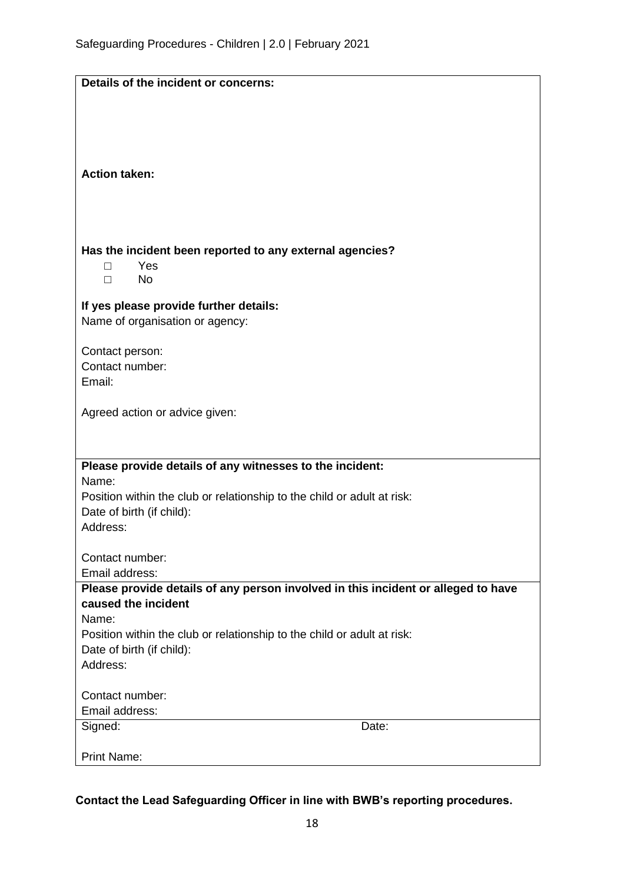**Details of the incident or concerns:**

**Action taken:**

**Has the incident been reported to any external agencies?**

- ☐ Yes
- ☐ No

**If yes please provide further details:**

Name of organisation or agency:

Contact person:
Contact number:
Email:

Agreed action or advice given:

**Please provide details of any witnesses to the incident:**

Name:
Position within the club or relationship to the child or adult at risk:
Date of birth (if child):
Address:

Contact number:
Email address:

**Please provide details of any person involved in this incident or alleged to have caused the incident**

Name:
Position within the club or relationship to the child or adult at risk:
Date of birth (if child):
Address:

Contact number:
Email address:

| Signed: | Date: |
|---|---|
| Print Name: | |

**Contact the Lead Safeguarding Officer in line with BWB's reporting procedures.**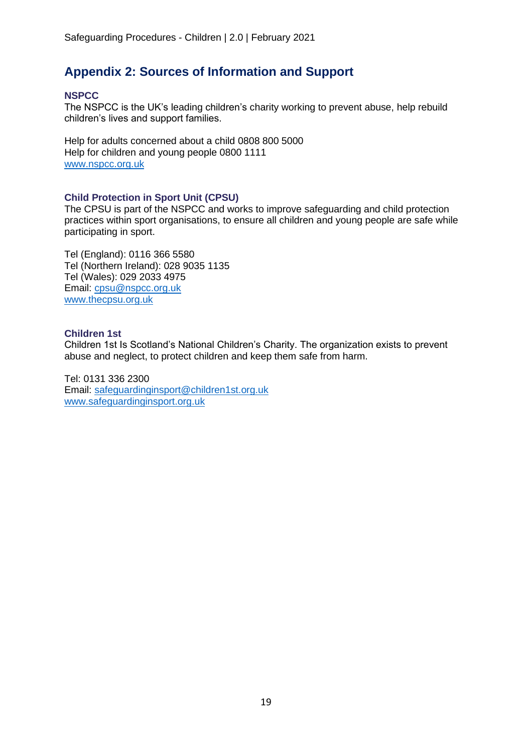## Appendix 2: Sources of Information and Support

### NSPCC

The NSPCC is the UK's leading children's charity working to prevent abuse, help rebuild children's lives and support families.

Help for adults concerned about a child 0808 800 5000
Help for children and young people 0800 1111
www.nspcc.org.uk

### Child Protection in Sport Unit (CPSU)

The CPSU is part of the NSPCC and works to improve safeguarding and child protection practices within sport organisations, to ensure all children and young people are safe while participating in sport.

Tel (England): 0116 366 5580
Tel (Northern Ireland): 028 9035 1135
Tel (Wales): 029 2033 4975
Email: cpsu@nspcc.org.uk
www.thecpsu.org.uk

### Children 1st

Children 1st Is Scotland's National Children's Charity. The organization exists to prevent abuse and neglect, to protect children and keep them safe from harm.

Tel: 0131 336 2300
Email: safeguardinginsport@children1st.org.uk
www.safeguardinginsport.org.uk